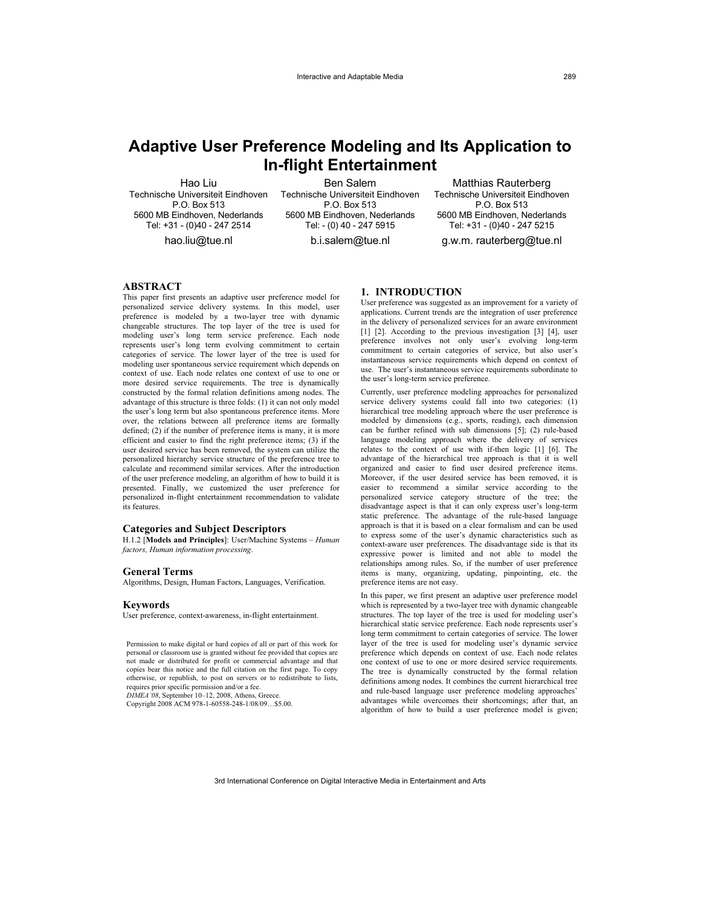# Adaptive User Preference Modeling and Its Application to In-flight Entertainment

Hao Liu
Technische Universiteit Eindhoven
P.O. Box 513
5600 MB Eindhoven, Nederlands
Tel: +31 - (0)40 - 247 2514
hao.liu@tue.nl

Ben Salem
Technische Universiteit Eindhoven
P.O. Box 513
5600 MB Eindhoven, Nederlands
Tel: - (0) 40 - 247 5915
b.i.salem@tue.nl

Matthias Rauterberg
Technische Universiteit Eindhoven
P.O. Box 513
5600 MB Eindhoven, Nederlands
Tel: +31 - (0)40 - 247 5215
g.w.m. rauterberg@tue.nl

## ABSTRACT

This paper first presents an adaptive user preference model for personalized service delivery systems. In this model, user preference is modeled by a two-layer tree with dynamic changeable structures. The top layer of the tree is used for modeling user's long term service preference. Each node represents user's long term evolving commitment to certain categories of service. The lower layer of the tree is used for modeling user spontaneous service requirement which depends on context of use. Each node relates one context of use to one or more desired service requirements. The tree is dynamically constructed by the formal relation definitions among nodes. The advantage of this structure is three folds: (1) it can not only model the user's long term but also spontaneous preference items. More over, the relations between all preference items are formally defined; (2) if the number of preference items is many, it is more efficient and easier to find the right preference items; (3) if the user desired service has been removed, the system can utilize the personalized hierarchy service structure of the preference tree to calculate and recommend similar services. After the introduction of the user preference modeling, an algorithm of how to build it is presented. Finally, we customized the user preference for personalized in-flight entertainment recommendation to validate its features.

### Categories and Subject Descriptors

H.1.2 [**Models and Principles**]: User/Machine Systems – *Human factors, Human information processing*.

### General Terms

Algorithms, Design, Human Factors, Languages, Verification.

### Keywords

User preference, context-awareness, in-flight entertainment.

Permission to make digital or hard copies of all or part of this work for personal or classroom use is granted without fee provided that copies are not made or distributed for profit or commercial advantage and that copies bear this notice and the full citation on the first page. To copy otherwise, or republish, to post on servers or to redistribute to lists, requires prior specific permission and/or a fee.
*DIMEA'08*, September 10–12, 2008, Athens, Greece.
Copyright 2008 ACM 978-1-60558-248-1/08/09…$5.00.

## 1. INTRODUCTION

User preference was suggested as an improvement for a variety of applications. Current trends are the integration of user preference in the delivery of personalized services for an aware environment [1] [2]. According to the previous investigation [3] [4], user preference involves not only user's evolving long-term commitment to certain categories of service, but also user's instantaneous service requirements which depend on context of use. The user's instantaneous service requirements subordinate to the user's long-term service preference.

Currently, user preference modeling approaches for personalized service delivery systems could fall into two categories: (1) hierarchical tree modeling approach where the user preference is modeled by dimensions (e.g., sports, reading), each dimension can be further refined with sub dimensions [5]; (2) rule-based language modeling approach where the delivery of services relates to the context of use with if-then logic [1] [6]. The advantage of the hierarchical tree approach is that it is well organized and easier to find user desired preference items. Moreover, if the user desired service has been removed, it is easier to recommend a similar service according to the personalized service category structure of the tree; the disadvantage aspect is that it can only express user's long-term static preference. The advantage of the rule-based language approach is that it is based on a clear formalism and can be used to express some of the user's dynamic characteristics such as context-aware user preferences. The disadvantage side is that its expressive power is limited and not able to model the relationships among rules. So, if the number of user preference items is many, organizing, updating, pinpointing, etc. the preference items are not easy.

In this paper, we first present an adaptive user preference model which is represented by a two-layer tree with dynamic changeable structures. The top layer of the tree is used for modeling user's hierarchical static service preference. Each node represents user's long term commitment to certain categories of service. The lower layer of the tree is used for modeling user's dynamic service preference which depends on context of use. Each node relates one context of use to one or more desired service requirements. The tree is dynamically constructed by the formal relation definitions among nodes. It combines the current hierarchical tree and rule-based language user preference modeling approaches' advantages while overcomes their shortcomings; after that, an algorithm of how to build a user preference model is given;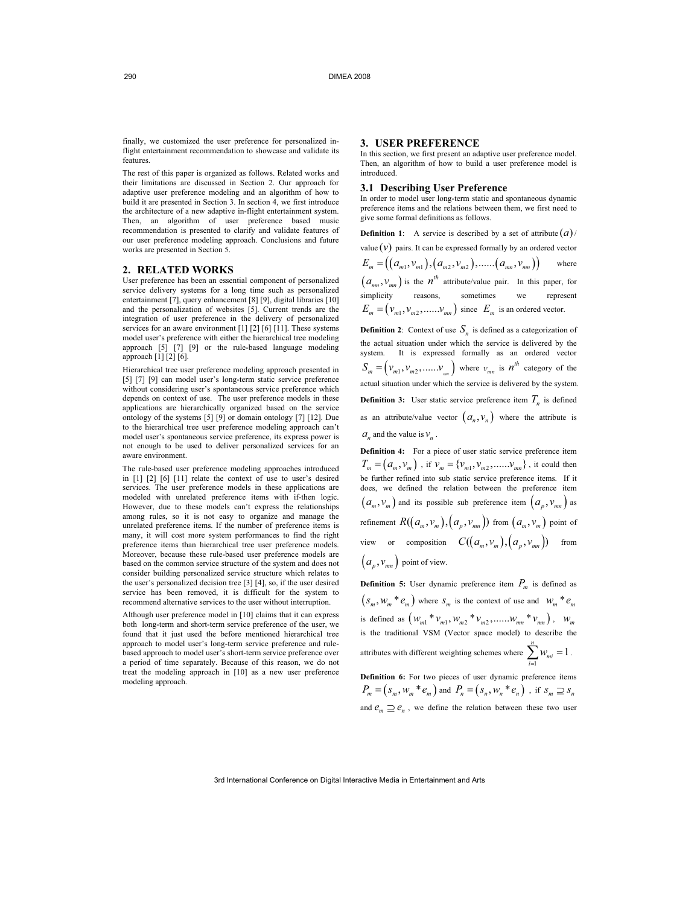finally, we customized the user preference for personalized in-flight entertainment recommendation to showcase and validate its features.

The rest of this paper is organized as follows. Related works and their limitations are discussed in Section 2. Our approach for adaptive user preference modeling and an algorithm of how to build it are presented in Section 3. In section 4, we first introduce the architecture of a new adaptive in-flight entertainment system. Then, an algorithm of user preference based music recommendation is presented to clarify and validate features of our user preference modeling approach. Conclusions and future works are presented in Section 5.

## 2. RELATED WORKS

User preference has been an essential component of personalized service delivery systems for a long time such as personalized entertainment [7], query enhancement [8] [9], digital libraries [10] and the personalization of websites [5]. Current trends are the integration of user preference in the delivery of personalized services for an aware environment [1] [2] [6] [11]. These systems model user's preference with either the hierarchical tree modeling approach [5] [7] [9] or the rule-based language modeling approach [1] [2] [6].

Hierarchical tree user preference modeling approach presented in [5] [7] [9] can model user's long-term static service preference without considering user's spontaneous service preference which depends on context of use. The user preference models in these applications are hierarchically organized based on the service ontology of the systems [5] [9] or domain ontology [7] [12]. Due to the hierarchical tree user preference modeling approach can't model user's spontaneous service preference, its express power is not enough to be used to deliver personalized services for an aware environment.

The rule-based user preference modeling approaches introduced in [1] [2] [6] [11] relate the context of use to user's desired services. The user preference models in these applications are modeled with unrelated preference items with if-then logic. However, due to these models can't express the relationships among rules, so it is not easy to organize and manage the unrelated preference items. If the number of preference items is many, it will cost more system performances to find the right preference items than hierarchical tree user preference models. Moreover, because these rule-based user preference models are based on the common service structure of the system and does not consider building personalized service structure which relates to the user's personalized decision tree [3] [4], so, if the user desired service has been removed, it is difficult for the system to recommend alternative services to the user without interruption.

Although user preference model in [10] claims that it can express both long-term and short-term service preference of the user, we found that it just used the before mentioned hierarchical tree approach to model user's long-term service preference and rule-based approach to model user's short-term service preference over a period of time separately. Because of this reason, we do not treat the modeling approach in [10] as a new user preference modeling approach.

## 3. USER PREFERENCE

In this section, we first present an adaptive user preference model. Then, an algorithm of how to build a user preference model is introduced.

### 3.1 Describing User Preference

In order to model user long-term static and spontaneous dynamic preference items and the relations between them, we first need to give some formal definitions as follows.

**Definition 1**: A service is described by a set of attribute $(a)$ / value $(v)$ pairs. It can be expressed formally by an ordered vector $E_m = ((a_{m1}, v_{m1}), (a_{m2}, v_{m2}), ......(a_{mn}, v_{mn}))$ where $(a_{mn}, v_{mn})$ is the $n^{th}$ attribute/value pair. In this paper, for simplicity reasons, sometimes we represent $E_m = (v_{m1}, v_{m2}, ......v_{mn})$ since $E_m$ is an ordered vector.

**Definition 2**: Context of use $S_n$ is defined as a categorization of the actual situation under which the service is delivered by the system. It is expressed formally as an ordered vector $S_m = (v_{m1}, v_{m2}, ......v_{mn})$ where $v_{mn}$ is $n^{th}$ category of the actual situation under which the service is delivered by the system.

**Definition 3:** User static service preference item $T_n$ is defined as an attribute/value vector $(a_n, v_n)$ where the attribute is $a_n$ and the value is $v_n$.

**Definition 4:** For a piece of user static service preference item $T_m = (a_m, v_m)$, if $v_m = \{v_{m1}, v_{m2}, ......v_{mn}\}$, it could then be further refined into sub static service preference items. If it does, we defined the relation between the preference item $(a_m, v_m)$ and its possible sub preference item $(a_p, v_{mn})$ as refinement $R((a_m, v_m), (a_p, v_{mn}))$ from $(a_m, v_m)$ point of view or composition $C((a_m, v_m), (a_p, v_{mn}))$ from $(a_p, v_{mn})$ point of view.

**Definition 5:** User dynamic preference item $P_m$ is defined as $(s_m, w_m * e_m)$ where $s_m$ is the context of use and $w_m * e_m$ is defined as $(w_{m1} * v_{m1}, w_{m2} * v_{m2}, ......w_{mn} * v_{mn})$, $w_m$ is the traditional VSM (Vector space model) to describe the attributes with different weighting schemes where $\sum_{i=1}^{n} w_{mi} = 1$.

**Definition 6:** For two pieces of user dynamic preference items $P_m = (s_m, w_m * e_m)$ and $P_n = (s_n, w_n * e_n)$, if $s_m \supseteq s_n$ and $e_m \supseteq e_n$, we define the relation between these two user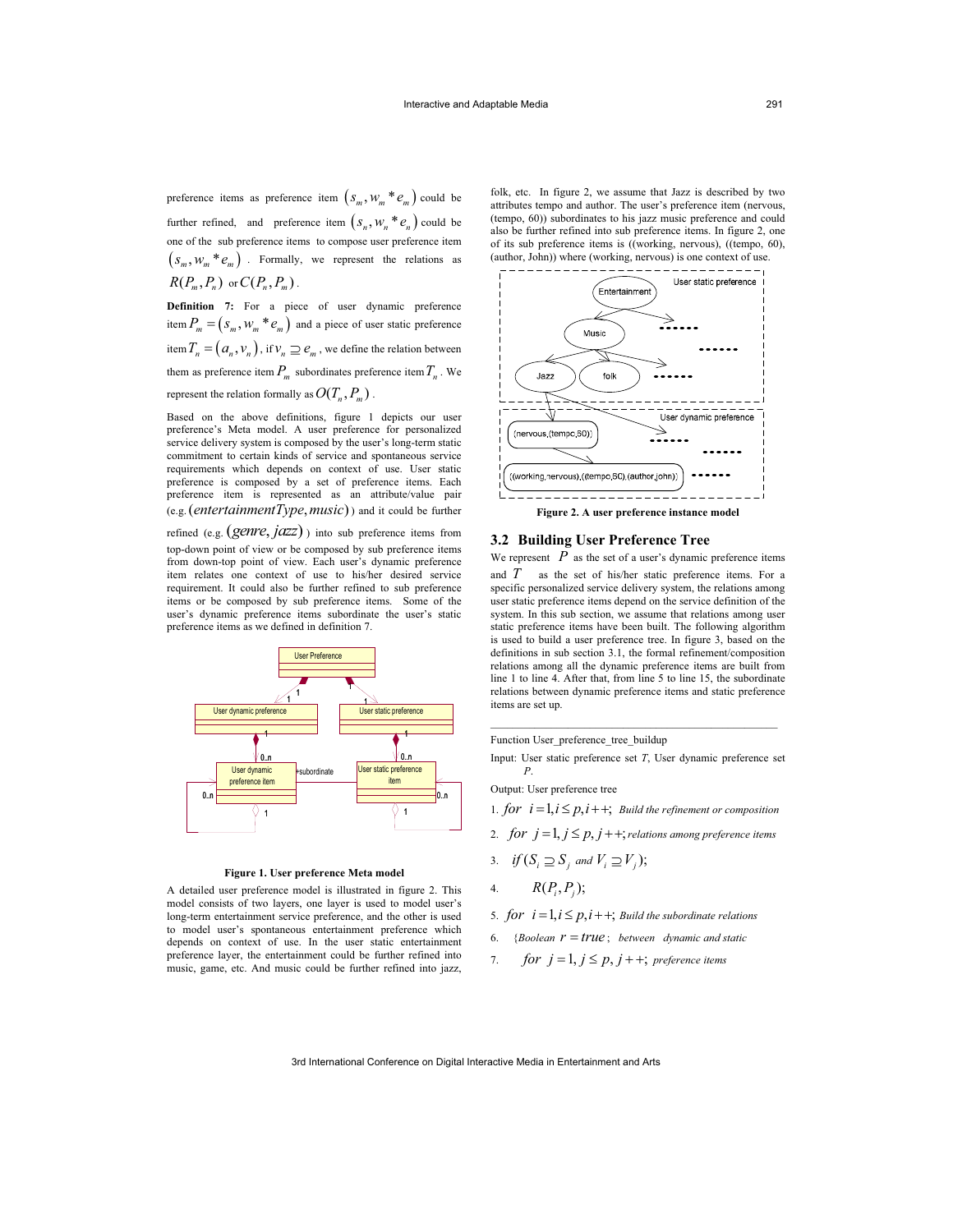preference items as preference item $(s_m, w_m * e_m)$ could be further refined, and preference item $(s_n, w_n * e_n)$ could be one of the sub preference items to compose user preference item $(s_m, w_m * e_m)$. Formally, we represent the relations as $R(P_m, P_n)$ or $C(P_n, P_m)$.

**Definition 7:** For a piece of user dynamic preference item $P_m = (s_m, w_m * e_m)$ and a piece of user static preference item $T_n = (a_n, v_n)$, if $v_n \supseteq e_m$, we define the relation between them as preference item $P_m$ subordinates preference item $T_n$. We represent the relation formally as $O(T_n, P_m)$.

Based on the above definitions, figure 1 depicts our user preference's Meta model. A user preference for personalized service delivery system is composed by the user's long-term static commitment to certain kinds of service and spontaneous service requirements which depends on context of use. User static preference is composed by a set of preference items. Each preference item is represented as an attribute/value pair (e.g. $(entertainmentType, music)$) and it could be further refined (e.g. $(genre, jazz)$) into sub preference items from top-down point of view or be composed by sub preference items from down-top point of view. Each user's dynamic preference item relates one context of use to his/her desired service requirement. It could also be further refined to sub preference items or be composed by sub preference items. Some of the user's dynamic preference items subordinate the user's static preference items as we defined in definition 7.

**Figure 1. User preference Meta model**

A detailed user preference model is illustrated in figure 2. This model consists of two layers, one layer is used to model user's long-term entertainment service preference, and the other is used to model user's spontaneous entertainment preference which depends on context of use. In the user static entertainment preference layer, the entertainment could be further refined into music, game, etc. And music could be further refined into jazz, folk, etc. In figure 2, we assume that Jazz is described by two attributes tempo and author. The user's preference item (nervous, (tempo, 60)) subordinates to his jazz music preference and could also be further refined into sub preference items. In figure 2, one of its sub preference items is ((working, nervous), ((tempo, 60), (author, John)) where (working, nervous) is one context of use.

**Figure 2. A user preference instance model**

## 3.2 Building User Preference Tree

We represent $P$ as the set of a user's dynamic preference items and $T$ as the set of his/her static preference items. For a specific personalized service delivery system, the relations among user static preference items depend on the service definition of the system. In this sub section, we assume that relations among user static preference items have been built. The following algorithm is used to build a user preference tree. In figure 3, based on the definitions in sub section 3.1, the formal refinement/composition relations among all the dynamic preference items are built from line 1 to line 4. After that, from line 5 to line 15, the subordinate relations between dynamic preference items and static preference items are set up.

---

Function User_preference_tree_buildup

Input: User static preference set *T*, User dynamic preference set *P*.

Output: User preference tree

1. $for \ \ i=1, i \le p, i++;$ *Build the refinement or composition*
2. $\quad for \ \ j=1, j \le p, j++;$ *relations among preference items*
3. $\quad \quad if\,(S_i \supseteq S_j \ \ and \ \ V_i \supseteq V_j);$
4. $\quad \quad \quad R(P_i, P_j);$
5. $for \ \ i=1, i \le p, i++;$ *Build the subordinate relations*
6. $\{Boolean \ \ r = true;$ *between dynamic and static*
7. $\quad for \ \ j=1, j \le p, j++;$ *preference items*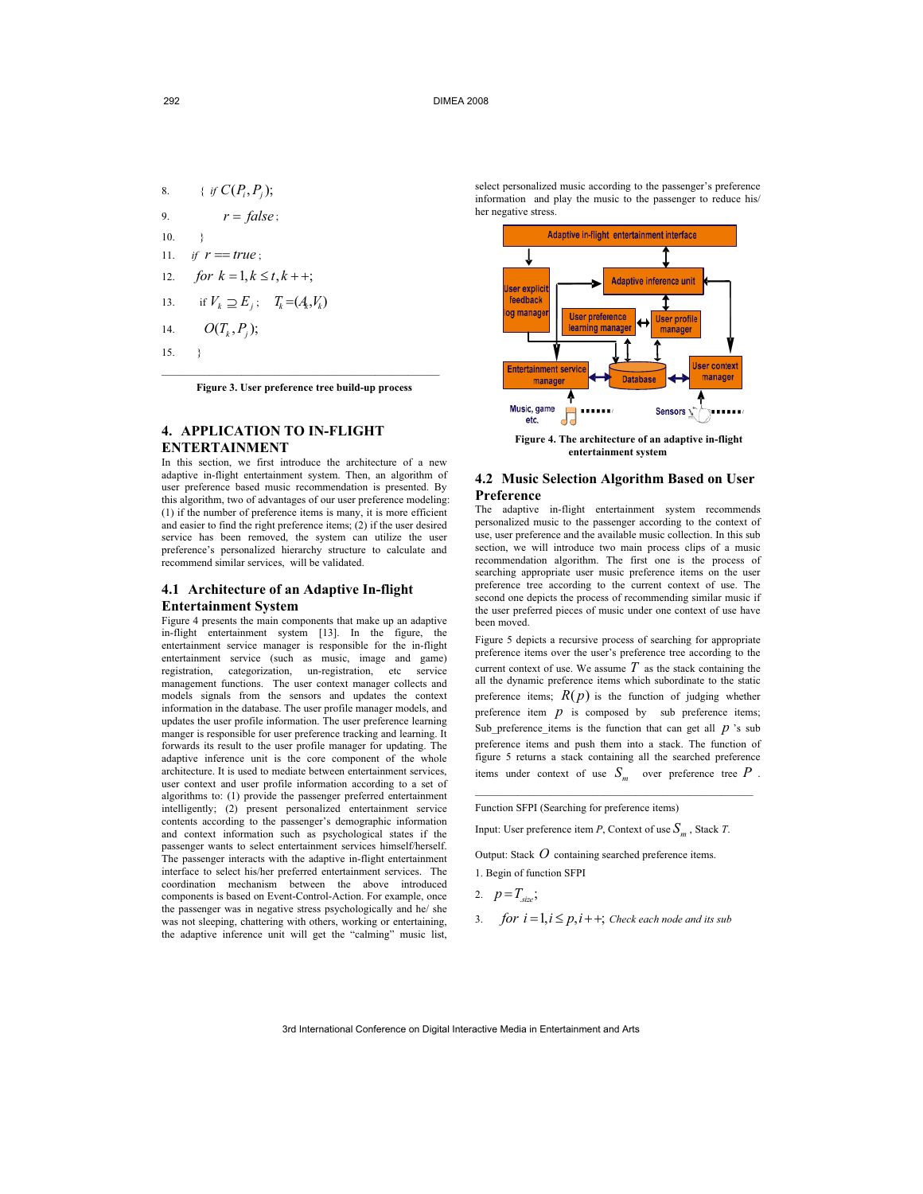8. { $if\ C(P_i, P_j)$;

9. $r = false$;

10. }

11. $if\ r == true$;

12. $for\ k = 1, k \le t, k++$;

13. if $V_k \supseteq E_j$; $T_k = (A_k, V_k)$

14. $O(T_k, P_j)$;

15. }

**Figure 3. User preference tree build-up process**

## 4. APPLICATION TO IN-FLIGHT ENTERTAINMENT

In this section, we first introduce the architecture of a new adaptive in-flight entertainment system. Then, an algorithm of user preference based music recommendation is presented. By this algorithm, two of advantages of our user preference modeling: (1) if the number of preference items is many, it is more efficient and easier to find the right preference items; (2) if the user desired service has been removed, the system can utilize the user preference's personalized hierarchy structure to calculate and recommend similar services, will be validated.

### 4.1 Architecture of an Adaptive In-flight Entertainment System

Figure 4 presents the main components that make up an adaptive in-flight entertainment system [13]. In the figure, the entertainment service manager is responsible for the in-flight entertainment service (such as music, image and game) registration, categorization, un-registration, etc service management functions. The user context manager collects and models signals from the sensors and updates the context information in the database. The user profile manager models, and updates the user profile information. The user preference learning manger is responsible for user preference tracking and learning. It forwards its result to the user profile manager for updating. The adaptive inference unit is the core component of the whole architecture. It is used to mediate between entertainment services, user context and user profile information according to a set of algorithms to: (1) provide the passenger preferred entertainment intelligently; (2) present personalized entertainment service contents according to the passenger's demographic information and context information such as psychological states if the passenger wants to select entertainment services himself/herself. The passenger interacts with the adaptive in-flight entertainment interface to select his/her preferred entertainment services. The coordination mechanism between the above introduced components is based on Event-Control-Action. For example, once the passenger was in negative stress psychologically and he/ she was not sleeping, chattering with others, working or entertaining, the adaptive inference unit will get the "calming" music list, select personalized music according to the passenger's preference information and play the music to the passenger to reduce his/ her negative stress.

**Figure 4. The architecture of an adaptive in-flight entertainment system**

### 4.2 Music Selection Algorithm Based on User Preference

The adaptive in-flight entertainment system recommends personalized music to the passenger according to the context of use, user preference and the available music collection. In this sub section, we will introduce two main process clips of a music recommendation algorithm. The first one is the process of searching appropriate user music preference items on the user preference tree according to the current context of use. The second one depicts the process of recommending similar music if the user preferred pieces of music under one context of use have been moved.

Figure 5 depicts a recursive process of searching for appropriate preference items over the user's preference tree according to the current context of use. We assume $T$ as the stack containing the all the dynamic preference items which subordinate to the static preference items; $R(p)$ is the function of judging whether preference item $p$ is composed by sub preference items; Sub_preference_items is the function that can get all $p$ 's sub preference items and push them into a stack. The function of figure 5 returns a stack containing all the searched preference items under context of use $S_m$ over preference tree $P$.

Function SFPI (Searching for preference items)

Input: User preference item *P*, Context of use $S_m$, Stack *T*.

Output: Stack $O$ containing searched preference items.

1. Begin of function SFPI

2. $p = T_{size}$;

3. $for\ i = 1, i \le p, i++$; *Check each node and its sub*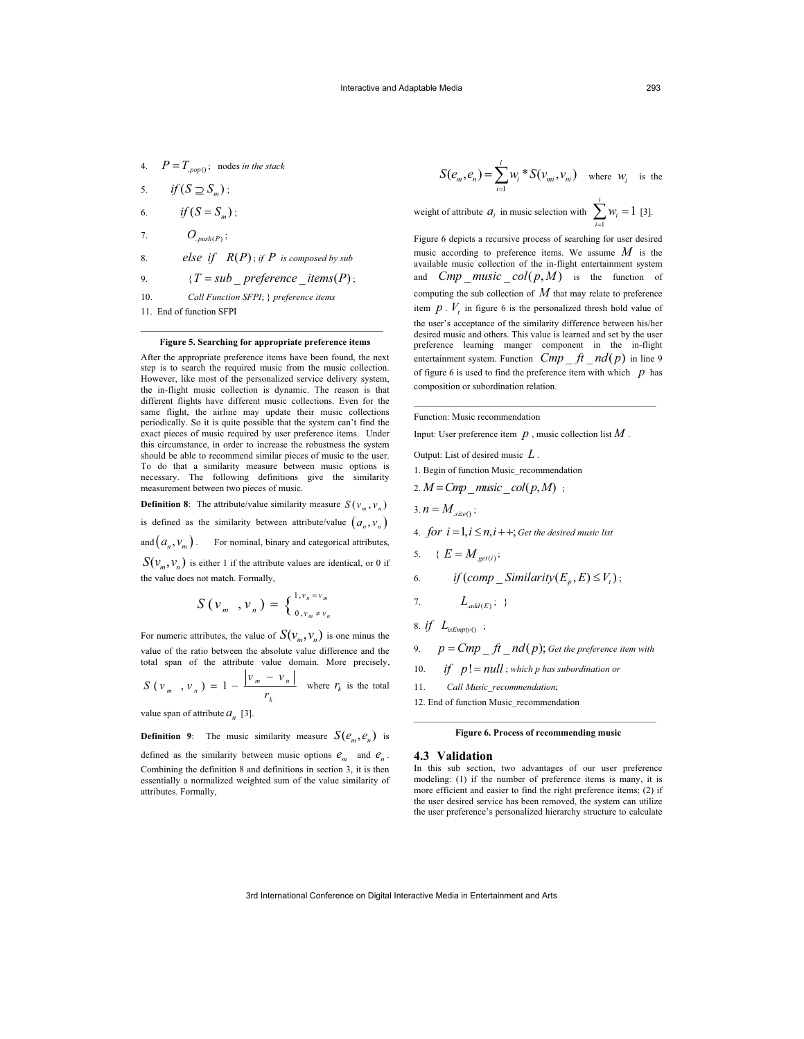4. $P = T_{.pop()}$; nodes *in the stack*

5. $if\ (S \supseteq S_m)$;

6. $if\ (S = S_m)$;

7. $O_{.push(P)}$;

8. $else\ if\ \ R(P)$; *if* $P$ *is composed by sub*

9. $\{T = sub\_preference\_items(P)$;

10. *Call Function SFPI*; } *preference items*

11. End of function SFPI

---

**Figure 5. Searching for appropriate preference items**

After the appropriate preference items have been found, the next step is to search the required music from the music collection. However, like most of the personalized service delivery system, the in-flight music collection is dynamic. The reason is that different flights have different music collections. Even for the same flight, the airline may update their music collections periodically. So it is quite possible that the system can't find the exact pieces of music required by user preference items. Under this circumstance, in order to increase the robustness the system should be able to recommend similar pieces of music to the user. To do that a similarity measure between music options is necessary. The following definitions give the similarity measurement between two pieces of music.

**Definition 8**: The attribute/value similarity measure $S(v_m, v_n)$ is defined as the similarity between attribute/value $(a_n, v_n)$ and $(a_n, v_m)$. For nominal, binary and categorical attributes, $S(v_m, v_n)$ is either 1 if the attribute values are identical, or 0 if the value does not match. Formally,

$$S(v_m, v_n) = \begin{cases} 1, v_n = v_m \\ 0, v_m \neq v_n \end{cases}$$

For numeric attributes, the value of $S(v_m, v_n)$ is one minus the value of the ratio between the absolute value difference and the total span of the attribute value domain. More precisely, $S(v_m, v_n) = 1 - \frac{|v_m - v_n|}{r_k}$ where $r_k$ is the total value span of attribute $a_n$ [3].

**Definition 9**: The music similarity measure $S(e_m, e_n)$ is defined as the similarity between music options $e_m$ and $e_n$. Combining the definition 8 and definitions in section 3, it is then essentially a normalized weighted sum of the value similarity of attributes. Formally,

$$S(e_m, e_n) = \sum_{i=1}^{i} w_i * S(v_{mi}, v_{ni})$$ where $w_i$ is the weight of attribute $a_i$ in music selection with $\sum_{i=1}^{i} w_i = 1$ [3].

Figure 6 depicts a recursive process of searching for user desired music according to preference items. We assume $M$ is the available music collection of the in-flight entertainment system and $Cmp\_music\_col(p, M)$ is the function of computing the sub collection of $M$ that may relate to preference item $p$. $V_t$ in figure 6 is the personalized thresh hold value of the user's acceptance of the similarity difference between his/her desired music and others. This value is learned and set by the user preference learning manger component in the in-flight entertainment system. Function $Cmp\_ft\_nd(p)$ in line 9 of figure 6 is used to find the preference item with which $p$ has composition or subordination relation.

---

Function: Music recommendation

Input: User preference item $p$, music collection list $M$.

Output: List of desired music $L$.

1. Begin of function Music_recommendation

2. $M = Cmp\_music\_col(p, M)$ ;

3. $n = M_{.size()}$;

4. $for\ i = 1, i \leq n, i++;$ *Get the desired music list*

5. $\{ E = M_{.get(i)}$;

6. $if\ (comp\_Similarity(E_p, E) \leq V_t)$;

7. $L_{.add(E)}$; }

8. $if\ \ L_{isEmpty()}$ ;

9. $p = Cmp\_ft\_nd(p)$; *Get the preference item with*

10. $if\ \ p\,!= null$; *which p has subordination or*

11. *Call Music_recommendation*;

12. End of function Music_recommendation

---

**Figure 6. Process of recommending music**

## 4.3 Validation

In this sub section, two advantages of our user preference modeling: (1) if the number of preference items is many, it is more efficient and easier to find the right preference items; (2) if the user desired service has been removed, the system can utilize the user preference's personalized hierarchy structure to calculate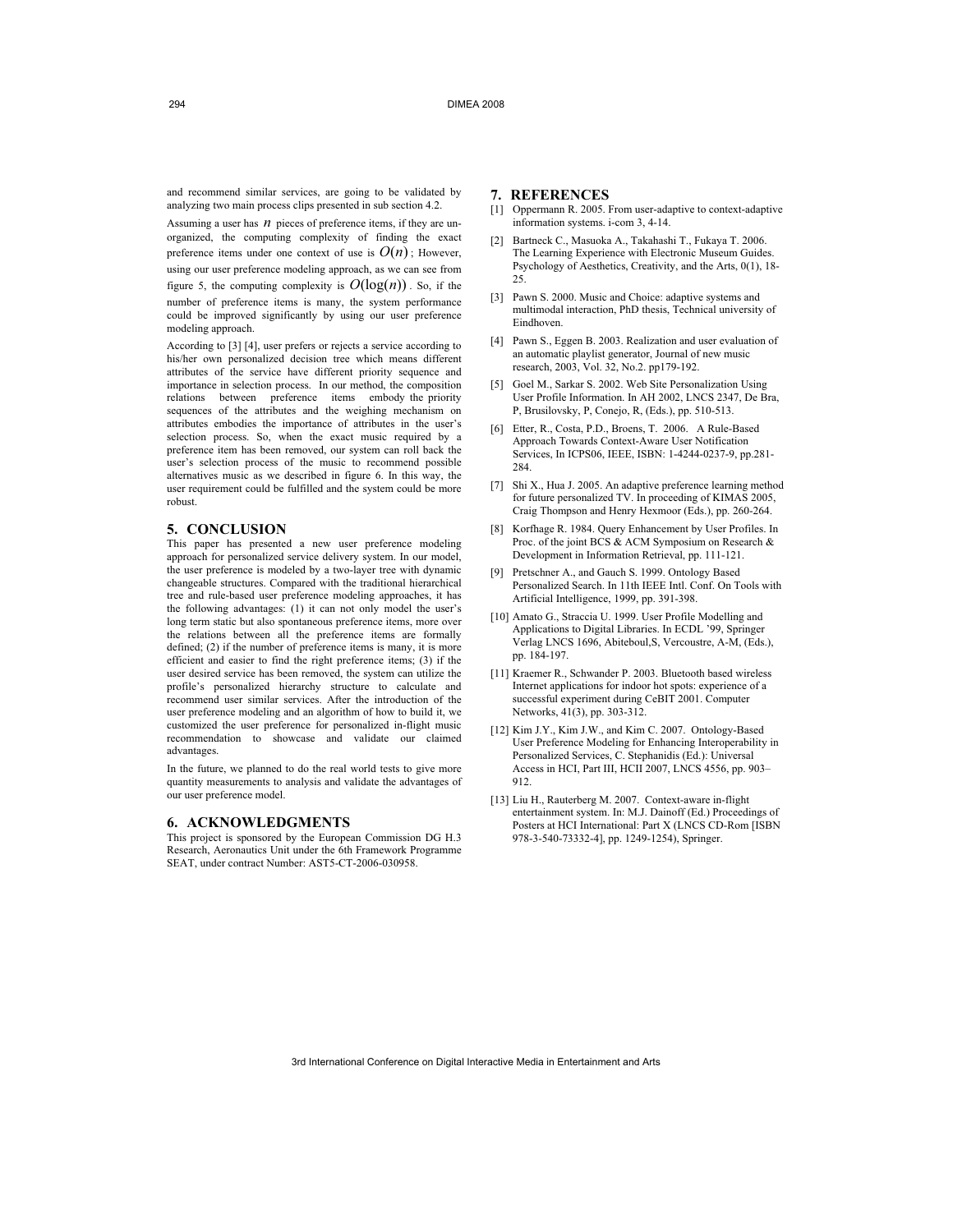and recommend similar services, are going to be validated by analyzing two main process clips presented in sub section 4.2.

Assuming a user has $n$ pieces of preference items, if they are un-organized, the computing complexity of finding the exact preference items under one context of use is $O(n)$; However, using our user preference modeling approach, as we can see from figure 5, the computing complexity is $O(\log(n))$. So, if the number of preference items is many, the system performance could be improved significantly by using our user preference modeling approach.

According to [3] [4], user prefers or rejects a service according to his/her own personalized decision tree which means different attributes of the service have different priority sequence and importance in selection process. In our method, the composition relations between preference items embody the priority sequences of the attributes and the weighing mechanism on attributes embodies the importance of attributes in the user's selection process. So, when the exact music required by a preference item has been removed, our system can roll back the user's selection process of the music to recommend possible alternatives music as we described in figure 6. In this way, the user requirement could be fulfilled and the system could be more robust.

## 5. CONCLUSION

This paper has presented a new user preference modeling approach for personalized service delivery system. In our model, the user preference is modeled by a two-layer tree with dynamic changeable structures. Compared with the traditional hierarchical tree and rule-based user preference modeling approaches, it has the following advantages: (1) it can not only model the user's long term static but also spontaneous preference items, more over the relations between all the preference items are formally defined; (2) if the number of preference items is many, it is more efficient and easier to find the right preference items; (3) if the user desired service has been removed, the system can utilize the profile's personalized hierarchy structure to calculate and recommend user similar services. After the introduction of the user preference modeling and an algorithm of how to build it, we customized the user preference for personalized in-flight music recommendation to showcase and validate our claimed advantages.

In the future, we planned to do the real world tests to give more quantity measurements to analysis and validate the advantages of our user preference model.

## 6. ACKNOWLEDGMENTS

This project is sponsored by the European Commission DG H.3 Research, Aeronautics Unit under the 6th Framework Programme SEAT, under contract Number: AST5-CT-2006-030958.

## 7. REFERENCES

[1] Oppermann R. 2005. From user-adaptive to context-adaptive information systems. i-com 3, 4-14.

[2] Bartneck C., Masuoka A., Takahashi T., Fukaya T. 2006. The Learning Experience with Electronic Museum Guides. Psychology of Aesthetics, Creativity, and the Arts, 0(1), 18-25.

[3] Pawn S. 2000. Music and Choice: adaptive systems and multimodal interaction, PhD thesis, Technical university of Eindhoven.

[4] Pawn S., Eggen B. 2003. Realization and user evaluation of an automatic playlist generator, Journal of new music research, 2003, Vol. 32, No.2. pp179-192.

[5] Goel M., Sarkar S. 2002. Web Site Personalization Using User Profile Information. In AH 2002, LNCS 2347, De Bra, P, Brusilovsky, P, Conejo, R, (Eds.), pp. 510-513.

[6] Etter, R., Costa, P.D., Broens, T. 2006. A Rule-Based Approach Towards Context-Aware User Notification Services, In ICPS06, IEEE, ISBN: 1-4244-0237-9, pp.281-284.

[7] Shi X., Hua J. 2005. An adaptive preference learning method for future personalized TV. In proceeding of KIMAS 2005, Craig Thompson and Henry Hexmoor (Eds.), pp. 260-264.

[8] Korfhage R. 1984. Query Enhancement by User Profiles. In Proc. of the joint BCS & ACM Symposium on Research & Development in Information Retrieval, pp. 111-121.

[9] Pretschner A., and Gauch S. 1999. Ontology Based Personalized Search. In 11th IEEE Intl. Conf. On Tools with Artificial Intelligence, 1999, pp. 391-398.

[10] Amato G., Straccia U. 1999. User Profile Modelling and Applications to Digital Libraries. In ECDL '99, Springer Verlag LNCS 1696, Abiteboul,S, Vercoustre, A-M, (Eds.), pp. 184-197.

[11] Kraemer R., Schwander P. 2003. Bluetooth based wireless Internet applications for indoor hot spots: experience of a successful experiment during CeBIT 2001. Computer Networks, 41(3), pp. 303-312.

[12] Kim J.Y., Kim J.W., and Kim C. 2007. Ontology-Based User Preference Modeling for Enhancing Interoperability in Personalized Services, C. Stephanidis (Ed.): Universal Access in HCI, Part III, HCII 2007, LNCS 4556, pp. 903–912.

[13] Liu H., Rauterberg M. 2007. Context-aware in-flight entertainment system. In: M.J. Dainoff (Ed.) Proceedings of Posters at HCI International: Part X (LNCS CD-Rom [ISBN 978-3-540-73332-4], pp. 1249-1254), Springer.